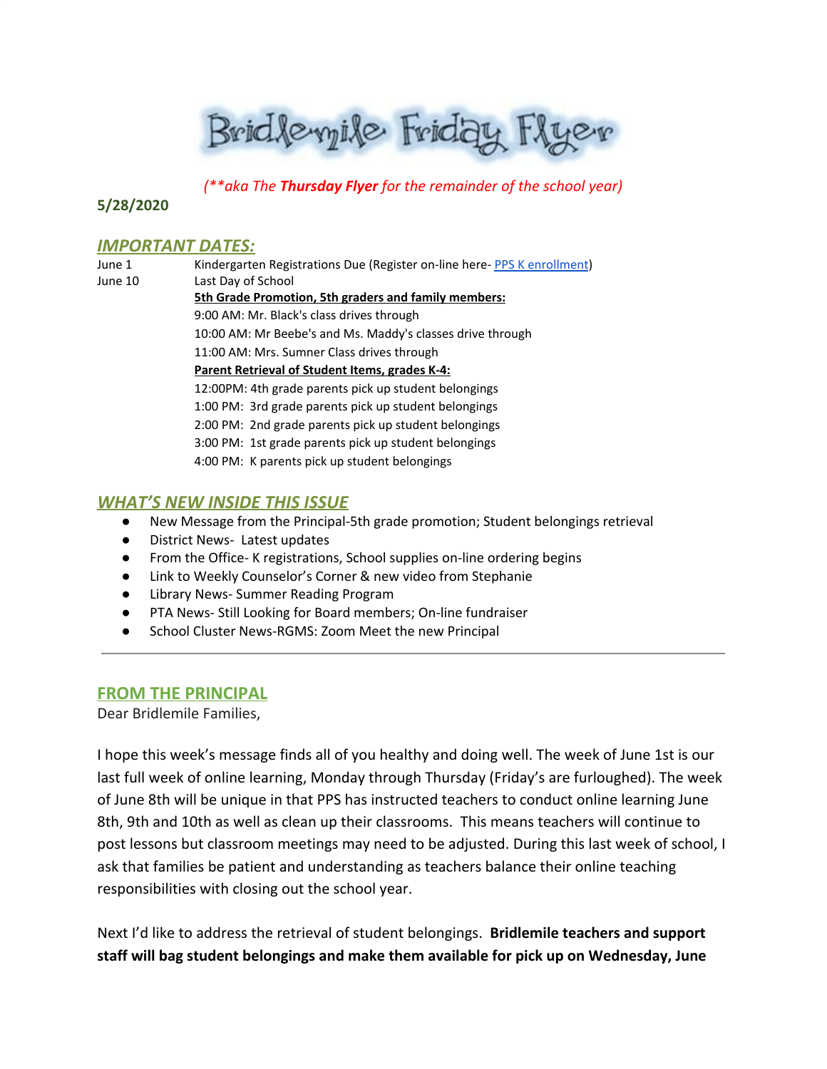# Bridlemile Friday Flyer

*(**aka The **Thursday Flyer** for the remainder of the school year)*

**5/28/2020**

## *IMPORTANT DATES:*

| | |
|---|---|
| June 1 | Kindergarten Registrations Due (Register on-line here- PPS K enrollment) |
| June 10 | Last Day of School |
| | **5th Grade Promotion, 5th graders and family members:** |
| | 9:00 AM: Mr. Black's class drives through |
| | 10:00 AM: Mr Beebe's and Ms. Maddy's classes drive through |
| | 11:00 AM: Mrs. Sumner Class drives through |
| | **Parent Retrieval of Student Items, grades K-4:** |
| | 12:00PM: 4th grade parents pick up student belongings |
| | 1:00 PM: 3rd grade parents pick up student belongings |
| | 2:00 PM: 2nd grade parents pick up student belongings |
| | 3:00 PM: 1st grade parents pick up student belongings |
| | 4:00 PM: K parents pick up student belongings |

## *WHAT'S NEW INSIDE THIS ISSUE*

- New Message from the Principal-5th grade promotion; Student belongings retrieval
- District News- Latest updates
- From the Office- K registrations, School supplies on-line ordering begins
- Link to Weekly Counselor's Corner & new video from Stephanie
- Library News- Summer Reading Program
- PTA News- Still Looking for Board members; On-line fundraiser
- School Cluster News-RGMS: Zoom Meet the new Principal

---

## FROM THE PRINCIPAL

Dear Bridlemile Families,

I hope this week's message finds all of you healthy and doing well. The week of June 1st is our last full week of online learning, Monday through Thursday (Friday's are furloughed). The week of June 8th will be unique in that PPS has instructed teachers to conduct online learning June 8th, 9th and 10th as well as clean up their classrooms. This means teachers will continue to post lessons but classroom meetings may need to be adjusted. During this last week of school, I ask that families be patient and understanding as teachers balance their online teaching responsibilities with closing out the school year.

Next I'd like to address the retrieval of student belongings. **Bridlemile teachers and support staff will bag student belongings and make them available for pick up on Wednesday, June**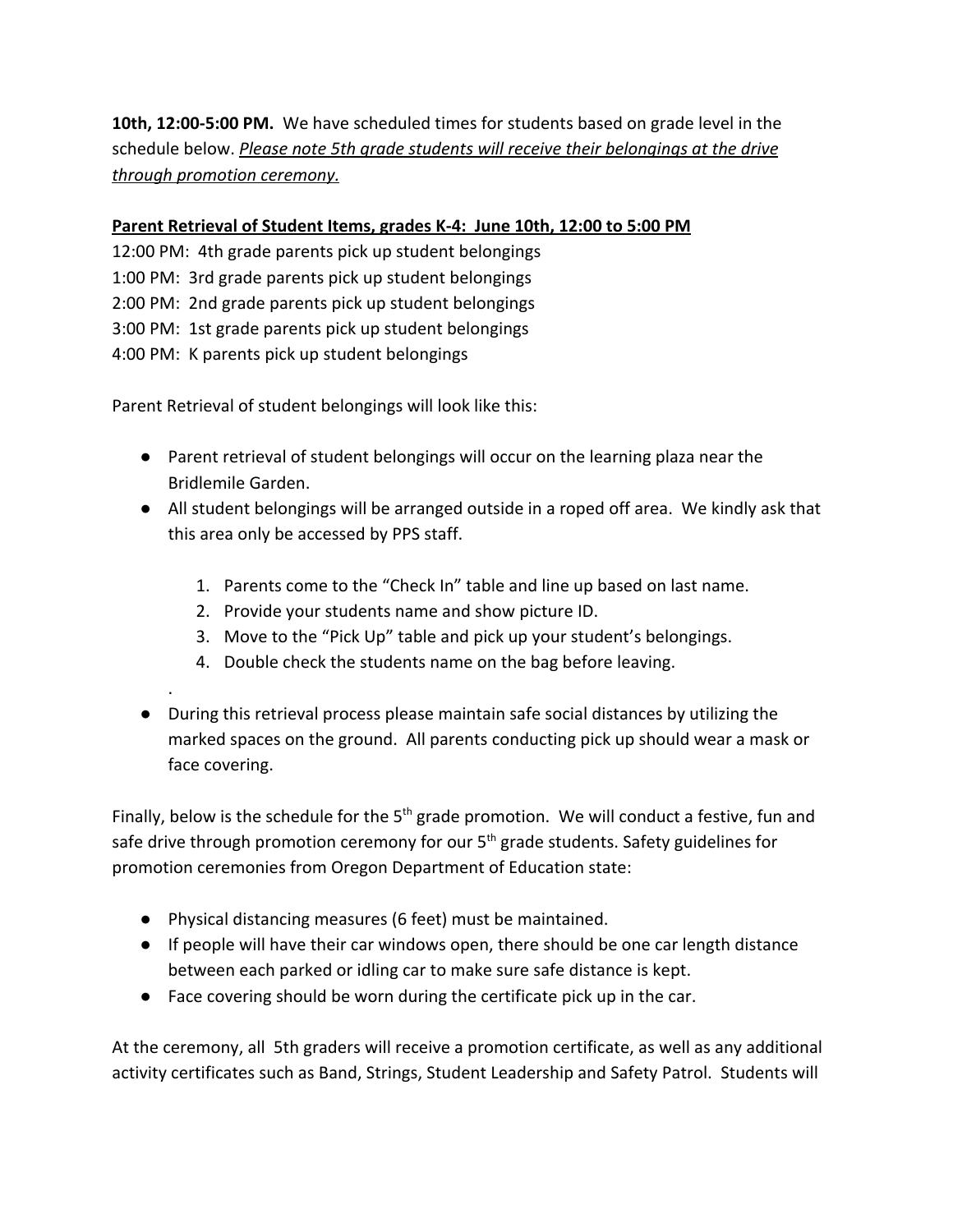**10th, 12:00-5:00 PM.** We have scheduled times for students based on grade level in the schedule below. ***Please note 5th grade students will receive their belongings at the drive through promotion ceremony.***

**Parent Retrieval of Student Items, grades K-4: June 10th, 12:00 to 5:00 PM**

12:00 PM: 4th grade parents pick up student belongings
1:00 PM: 3rd grade parents pick up student belongings
2:00 PM: 2nd grade parents pick up student belongings
3:00 PM: 1st grade parents pick up student belongings
4:00 PM: K parents pick up student belongings

Parent Retrieval of student belongings will look like this:

- Parent retrieval of student belongings will occur on the learning plaza near the Bridlemile Garden.
- All student belongings will be arranged outside in a roped off area. We kindly ask that this area only be accessed by PPS staff.

    1. Parents come to the "Check In" table and line up based on last name.
    2. Provide your students name and show picture ID.
    3. Move to the "Pick Up" table and pick up your student's belongings.
    4. Double check the students name on the bag before leaving.

- During this retrieval process please maintain safe social distances by utilizing the marked spaces on the ground. All parents conducting pick up should wear a mask or face covering.

Finally, below is the schedule for the 5th grade promotion. We will conduct a festive, fun and safe drive through promotion ceremony for our 5th grade students. Safety guidelines for promotion ceremonies from Oregon Department of Education state:

- Physical distancing measures (6 feet) must be maintained.
- If people will have their car windows open, there should be one car length distance between each parked or idling car to make sure safe distance is kept.
- Face covering should be worn during the certificate pick up in the car.

At the ceremony, all 5th graders will receive a promotion certificate, as well as any additional activity certificates such as Band, Strings, Student Leadership and Safety Patrol. Students will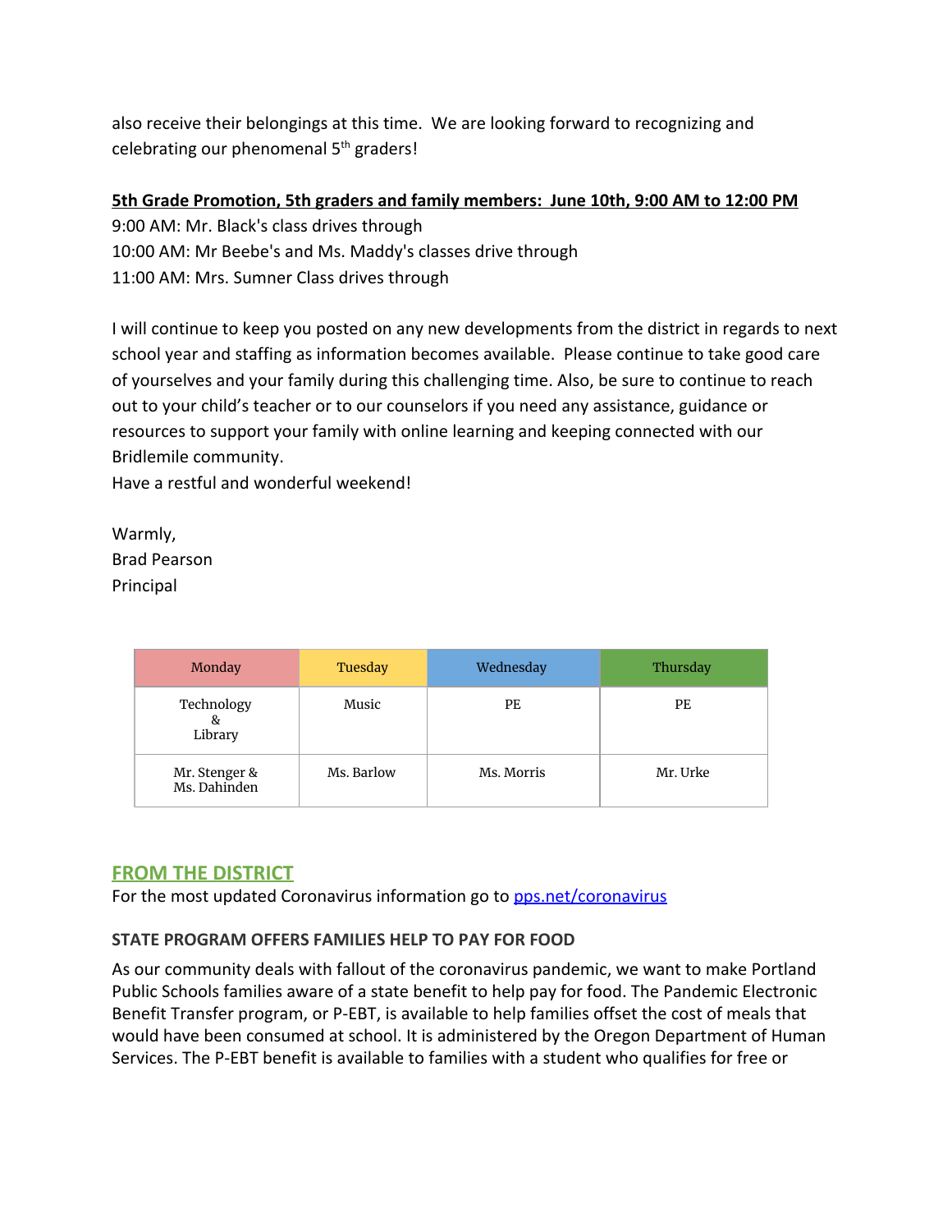also receive their belongings at this time. We are looking forward to recognizing and celebrating our phenomenal 5th graders!

**5th Grade Promotion, 5th graders and family members: June 10th, 9:00 AM to 12:00 PM**

9:00 AM: Mr. Black's class drives through
10:00 AM: Mr Beebe's and Ms. Maddy's classes drive through
11:00 AM: Mrs. Sumner Class drives through

I will continue to keep you posted on any new developments from the district in regards to next school year and staffing as information becomes available. Please continue to take good care of yourselves and your family during this challenging time. Also, be sure to continue to reach out to your child's teacher or to our counselors if you need any assistance, guidance or resources to support your family with online learning and keeping connected with our Bridlemile community.
Have a restful and wonderful weekend!

Warmly,
Brad Pearson
Principal

| Monday | Tuesday | Wednesday | Thursday |
|---|---|---|---|
| Technology & Library | Music | PE | PE |
| Mr. Stenger & Ms. Dahinden | Ms. Barlow | Ms. Morris | Mr. Urke |

## FROM THE DISTRICT

For the most updated Coronavirus information go to [pps.net/coronavirus](pps.net/coronavirus)

### STATE PROGRAM OFFERS FAMILIES HELP TO PAY FOR FOOD

As our community deals with fallout of the coronavirus pandemic, we want to make Portland Public Schools families aware of a state benefit to help pay for food. The Pandemic Electronic Benefit Transfer program, or P-EBT, is available to help families offset the cost of meals that would have been consumed at school. It is administered by the Oregon Department of Human Services. The P-EBT benefit is available to families with a student who qualifies for free or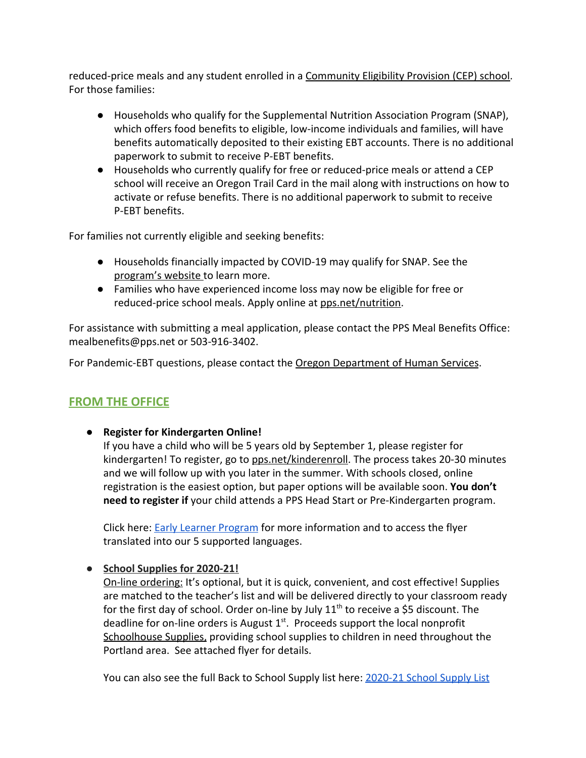reduced-price meals and any student enrolled in a Community Eligibility Provision (CEP) school. For those families:

- Households who qualify for the Supplemental Nutrition Association Program (SNAP), which offers food benefits to eligible, low-income individuals and families, will have benefits automatically deposited to their existing EBT accounts. There is no additional paperwork to submit to receive P-EBT benefits.
- Households who currently qualify for free or reduced-price meals or attend a CEP school will receive an Oregon Trail Card in the mail along with instructions on how to activate or refuse benefits. There is no additional paperwork to submit to receive P-EBT benefits.

For families not currently eligible and seeking benefits:

- Households financially impacted by COVID-19 may qualify for SNAP. See the program's website to learn more.
- Families who have experienced income loss may now be eligible for free or reduced-price school meals. Apply online at pps.net/nutrition.

For assistance with submitting a meal application, please contact the PPS Meal Benefits Office: mealbenefits@pps.net or 503-916-3402.

For Pandemic-EBT questions, please contact the Oregon Department of Human Services.

## FROM THE OFFICE

- **Register for Kindergarten Online!**
  If you have a child who will be 5 years old by September 1, please register for kindergarten! To register, go to pps.net/kinderenroll. The process takes 20-30 minutes and we will follow up with you later in the summer. With schools closed, online registration is the easiest option, but paper options will be available soon. **You don't need to register if** your child attends a PPS Head Start or Pre-Kindergarten program.

  Click here: Early Learner Program for more information and to access the flyer translated into our 5 supported languages.

- **School Supplies for 2020-21!**
  On-line ordering: It's optional, but it is quick, convenient, and cost effective! Supplies are matched to the teacher's list and will be delivered directly to your classroom ready for the first day of school. Order on-line by July 11th to receive a $5 discount. The deadline for on-line orders is August 1st. Proceeds support the local nonprofit Schoolhouse Supplies, providing school supplies to children in need throughout the Portland area. See attached flyer for details.

  You can also see the full Back to School Supply list here: 2020-21 School Supply List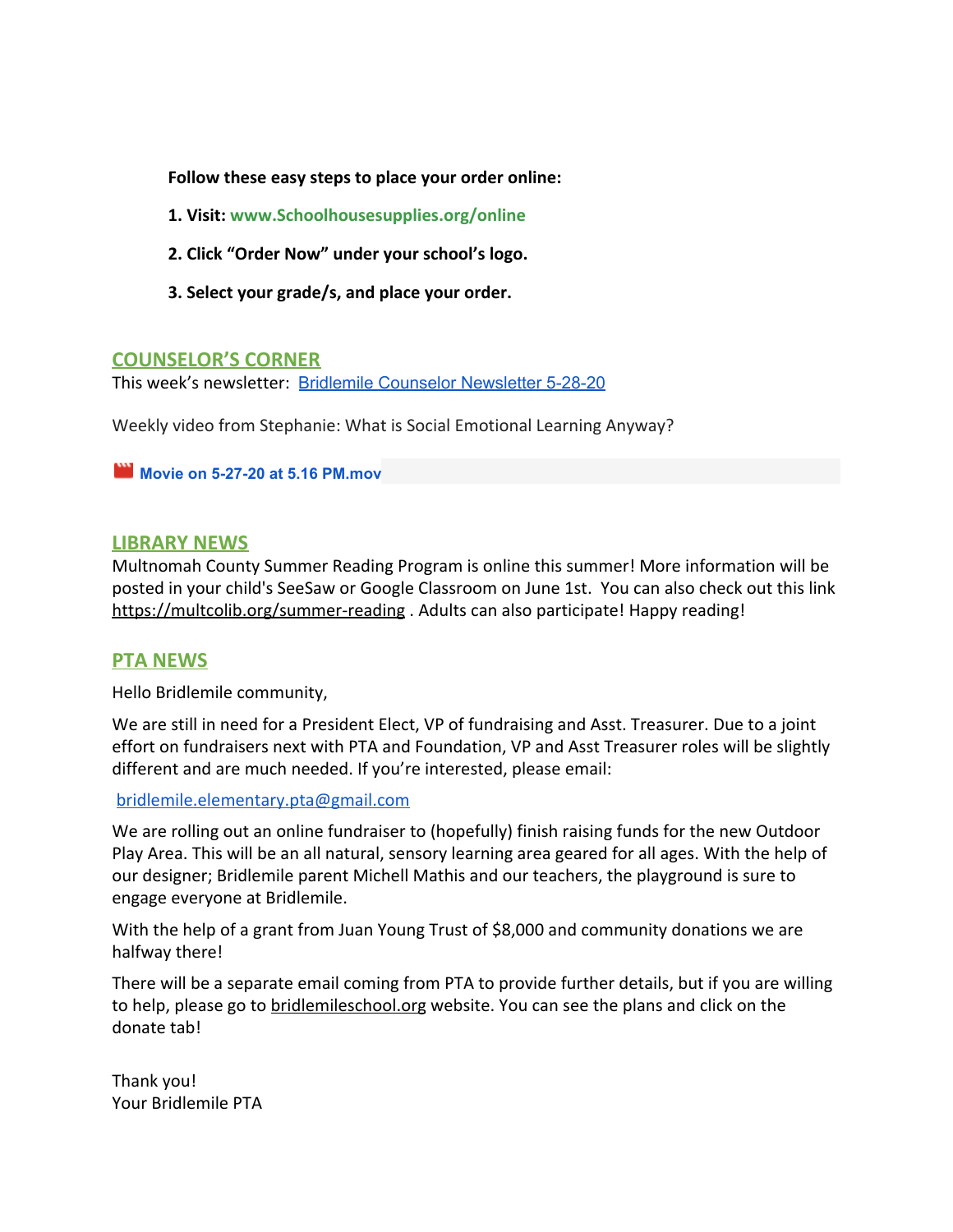**Follow these easy steps to place your order online:**

**1. Visit: www.Schoolhousesupplies.org/online**

**2. Click "Order Now" under your school's logo.**

**3. Select your grade/s, and place your order.**

## COUNSELOR'S CORNER

This week's newsletter: Bridlemile Counselor Newsletter 5-28-20

Weekly video from Stephanie: What is Social Emotional Learning Anyway?

**Movie on 5-27-20 at 5.16 PM.mov**

## LIBRARY NEWS

Multnomah County Summer Reading Program is online this summer! More information will be posted in your child's SeeSaw or Google Classroom on June 1st. You can also check out this link https://multcolib.org/summer-reading . Adults can also participate! Happy reading!

## PTA NEWS

Hello Bridlemile community,

We are still in need for a President Elect, VP of fundraising and Asst. Treasurer. Due to a joint effort on fundraisers next with PTA and Foundation, VP and Asst Treasurer roles will be slightly different and are much needed. If you're interested, please email:

bridlemile.elementary.pta@gmail.com

We are rolling out an online fundraiser to (hopefully) finish raising funds for the new Outdoor Play Area. This will be an all natural, sensory learning area geared for all ages. With the help of our designer; Bridlemile parent Michell Mathis and our teachers, the playground is sure to engage everyone at Bridlemile.

With the help of a grant from Juan Young Trust of $8,000 and community donations we are halfway there!

There will be a separate email coming from PTA to provide further details, but if you are willing to help, please go to bridlemileschool.org website. You can see the plans and click on the donate tab!

Thank you!
Your Bridlemile PTA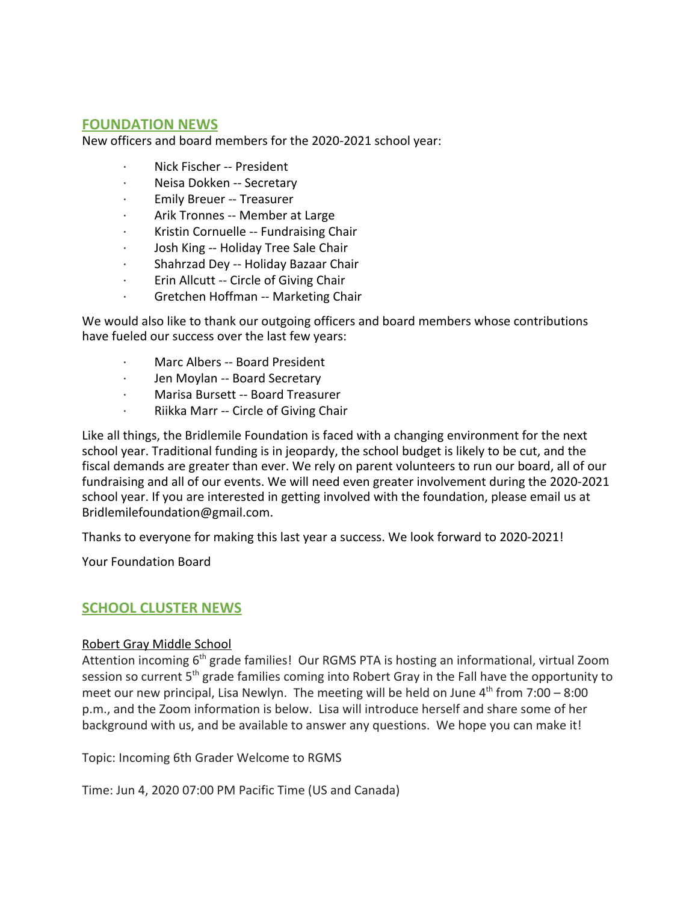## FOUNDATION NEWS

New officers and board members for the 2020-2021 school year:

- Nick Fischer -- President
- Neisa Dokken -- Secretary
- Emily Breuer -- Treasurer
- Arik Tronnes -- Member at Large
- Kristin Cornuelle -- Fundraising Chair
- Josh King -- Holiday Tree Sale Chair
- Shahrzad Dey -- Holiday Bazaar Chair
- Erin Allcutt -- Circle of Giving Chair
- Gretchen Hoffman -- Marketing Chair

We would also like to thank our outgoing officers and board members whose contributions have fueled our success over the last few years:

- Marc Albers -- Board President
- Jen Moylan -- Board Secretary
- Marisa Bursett -- Board Treasurer
- Riikka Marr -- Circle of Giving Chair

Like all things, the Bridlemile Foundation is faced with a changing environment for the next school year. Traditional funding is in jeopardy, the school budget is likely to be cut, and the fiscal demands are greater than ever. We rely on parent volunteers to run our board, all of our fundraising and all of our events. We will need even greater involvement during the 2020-2021 school year. If you are interested in getting involved with the foundation, please email us at Bridlemilefoundation@gmail.com.

Thanks to everyone for making this last year a success. We look forward to 2020-2021!

Your Foundation Board

## SCHOOL CLUSTER NEWS

Robert Gray Middle School

Attention incoming 6th grade families! Our RGMS PTA is hosting an informational, virtual Zoom session so current 5th grade families coming into Robert Gray in the Fall have the opportunity to meet our new principal, Lisa Newlyn. The meeting will be held on June 4th from 7:00 – 8:00 p.m., and the Zoom information is below. Lisa will introduce herself and share some of her background with us, and be available to answer any questions. We hope you can make it!

Topic: Incoming 6th Grader Welcome to RGMS

Time: Jun 4, 2020 07:00 PM Pacific Time (US and Canada)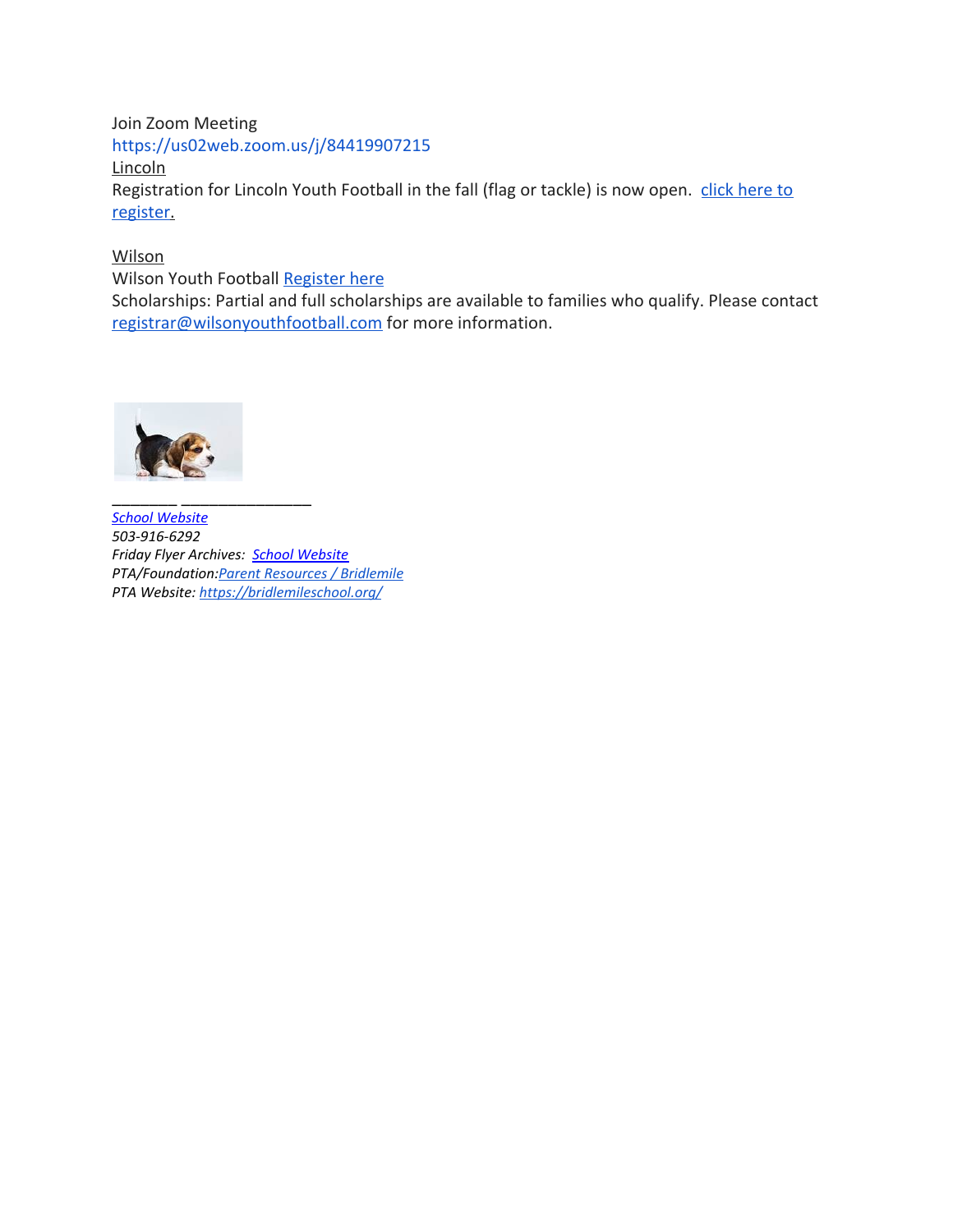Join Zoom Meeting
https://us02web.zoom.us/j/84419907215

Lincoln

Registration for Lincoln Youth Football in the fall (flag or tackle) is now open. click here to register.

Wilson

Wilson Youth Football Register here

Scholarships: Partial and full scholarships are available to families who qualify. Please contact registrar@wilsonyouthfootball.com for more information.

________ ________________

*School Website*

*503-916-6292*

*Friday Flyer Archives: School Website*

*PTA/Foundation: Parent Resources / Bridlemile*

*PTA Website: https://bridlemileschool.org/*